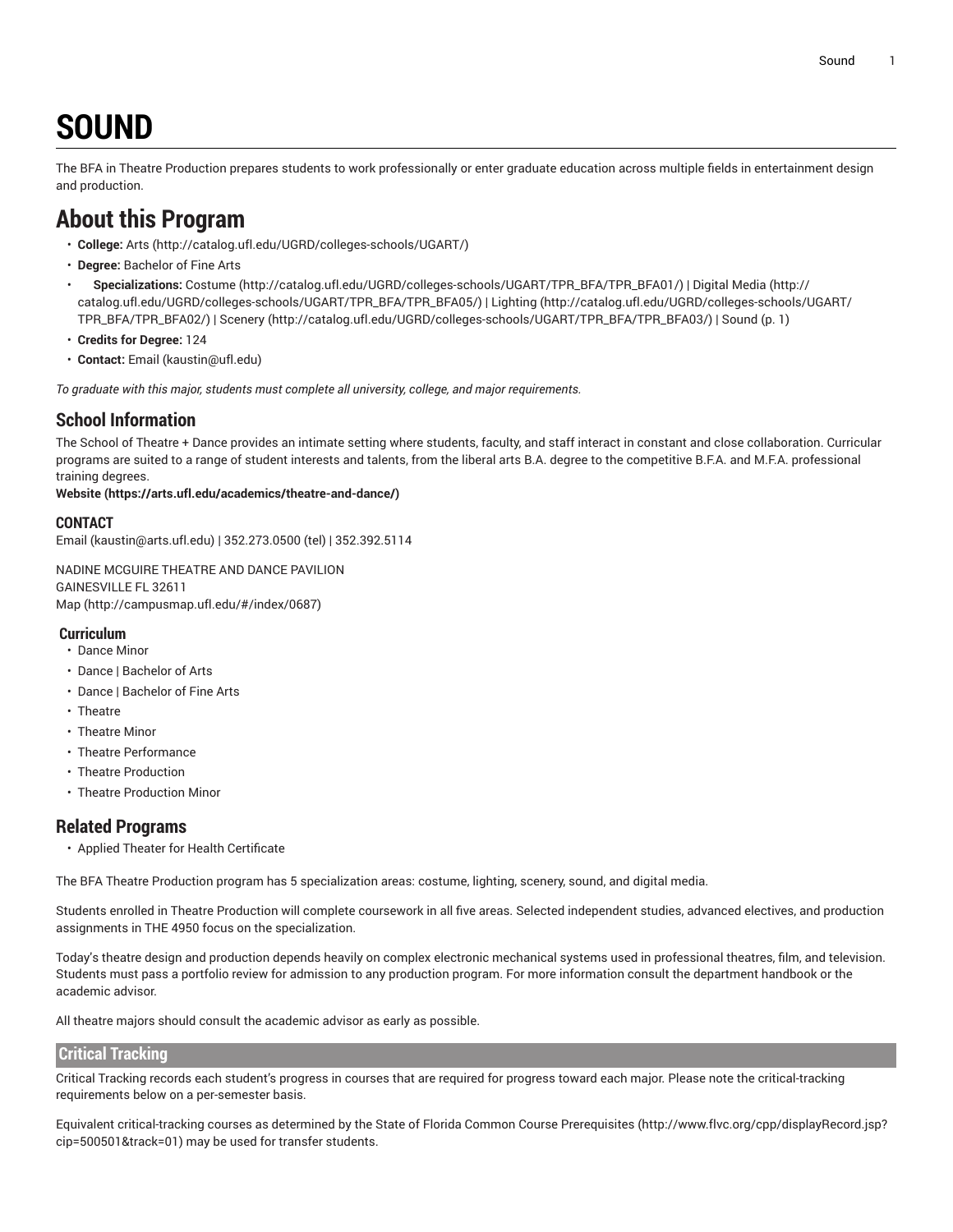# SOUND

The BFA in Theatre Production prepares students to work professionally or enter graduate education across multiple fields in entertainment design and production.

## About this Program

- **College:** Arts (http://catalog.ufl.edu/UGRD/colleges-schools/UGART/)
- **Degree:** Bachelor of Fine Arts
- **Specializations:** Costume (http://catalog.ufl.edu/UGRD/colleges-schools/UGART/TPR_BFA/TPR_BFA01/) | Digital Media (http://catalog.ufl.edu/UGRD/colleges-schools/UGART/TPR_BFA/TPR_BFA05/) | Lighting (http://catalog.ufl.edu/UGRD/colleges-schools/UGART/TPR_BFA/TPR_BFA02/) | Scenery (http://catalog.ufl.edu/UGRD/colleges-schools/UGART/TPR_BFA/TPR_BFA03/) | Sound (p. 1)
- **Credits for Degree:** 124
- **Contact:** Email (kaustin@ufl.edu)

*To graduate with this major, students must complete all university, college, and major requirements.*

### School Information

The School of Theatre + Dance provides an intimate setting where students, faculty, and staff interact in constant and close collaboration. Curricular programs are suited to a range of student interests and talents, from the liberal arts B.A. degree to the competitive B.F.A. and M.F.A. professional training degrees.
**Website (https://arts.ufl.edu/academics/theatre-and-dance/)**

#### CONTACT

Email (kaustin@arts.ufl.edu) | 352.273.0500 (tel) | 352.392.5114

NADINE MCGUIRE THEATRE AND DANCE PAVILION
GAINESVILLE FL 32611
Map (http://campusmap.ufl.edu/#/index/0687)

#### Curriculum

- Dance Minor
- Dance | Bachelor of Arts
- Dance | Bachelor of Fine Arts
- Theatre
- Theatre Minor
- Theatre Performance
- Theatre Production
- Theatre Production Minor

### Related Programs

- Applied Theater for Health Certificate

The BFA Theatre Production program has 5 specialization areas: costume, lighting, scenery, sound, and digital media.

Students enrolled in Theatre Production will complete coursework in all five areas. Selected independent studies, advanced electives, and production assignments in THE 4950 focus on the specialization.

Today's theatre design and production depends heavily on complex electronic mechanical systems used in professional theatres, film, and television. Students must pass a portfolio review for admission to any production program. For more information consult the department handbook or the academic advisor.

All theatre majors should consult the academic advisor as early as possible.

### Critical Tracking

Critical Tracking records each student's progress in courses that are required for progress toward each major. Please note the critical-tracking requirements below on a per-semester basis.

Equivalent critical-tracking courses as determined by the State of Florida Common Course Prerequisites (http://www.flvc.org/cpp/displayRecord.jsp?cip=500501&track=01) may be used for transfer students.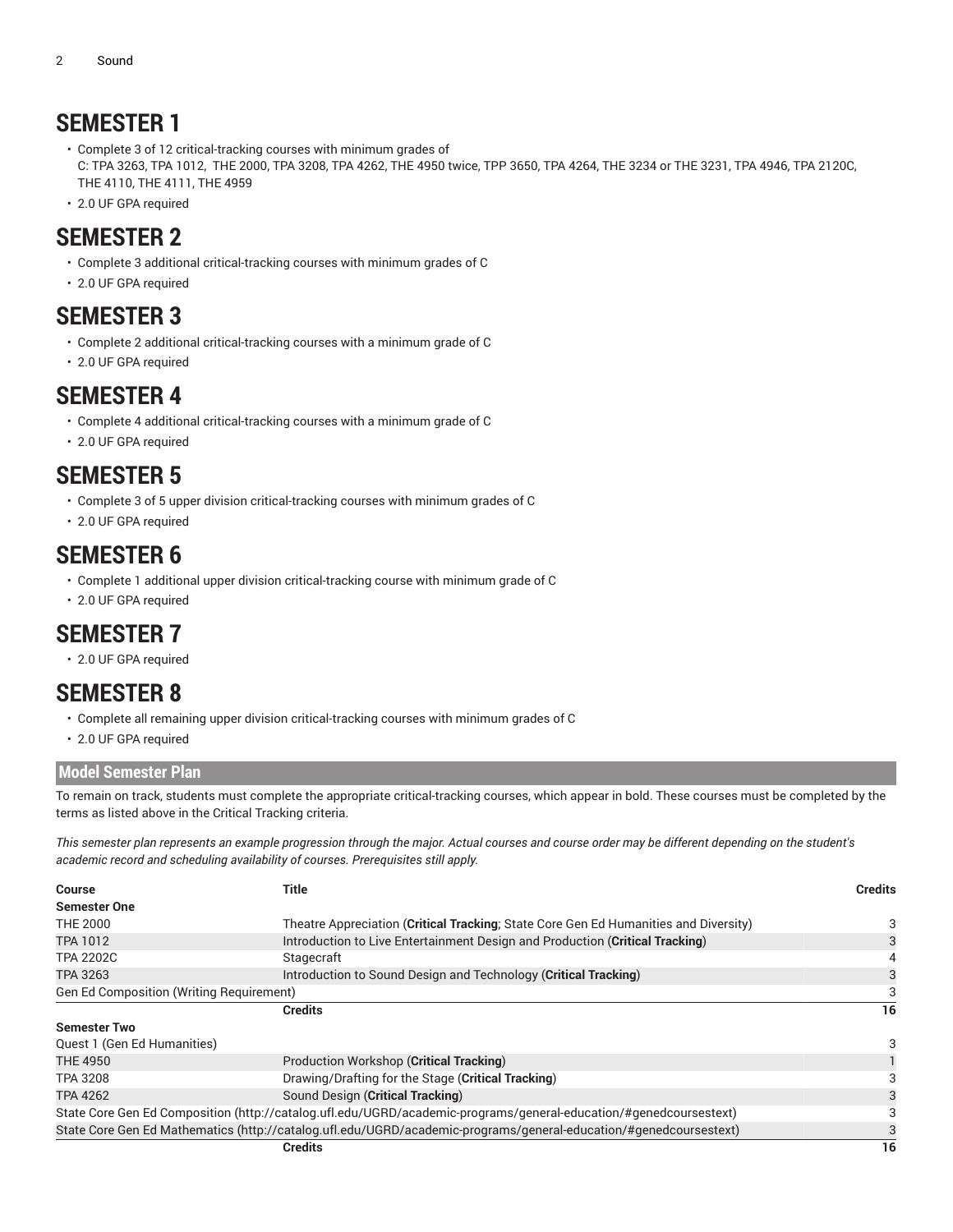## SEMESTER 1

- Complete 3 of 12 critical-tracking courses with minimum grades of C: TPA 3263, TPA 1012, THE 2000, TPA 3208, TPA 4262, THE 4950 twice, TPP 3650, TPA 4264, THE 3234 or THE 3231, TPA 4946, TPA 2120C, THE 4110, THE 4111, THE 4959
- 2.0 UF GPA required

## SEMESTER 2

- Complete 3 additional critical-tracking courses with minimum grades of C
- 2.0 UF GPA required

## SEMESTER 3

- Complete 2 additional critical-tracking courses with a minimum grade of C
- 2.0 UF GPA required

## SEMESTER 4

- Complete 4 additional critical-tracking courses with a minimum grade of C
- 2.0 UF GPA required

## SEMESTER 5

- Complete 3 of 5 upper division critical-tracking courses with minimum grades of C
- 2.0 UF GPA required

## SEMESTER 6

- Complete 1 additional upper division critical-tracking course with minimum grade of C
- 2.0 UF GPA required

## SEMESTER 7

- 2.0 UF GPA required

## SEMESTER 8

- Complete all remaining upper division critical-tracking courses with minimum grades of C
- 2.0 UF GPA required

### Model Semester Plan

To remain on track, students must complete the appropriate critical-tracking courses, which appear in bold. These courses must be completed by the terms as listed above in the Critical Tracking criteria.

*This semester plan represents an example progression through the major. Actual courses and course order may be different depending on the student's academic record and scheduling availability of courses. Prerequisites still apply.*

| Course | Title | Credits |
|---|---|---|
| **Semester One** | | |
| THE 2000 | Theatre Appreciation (**Critical Tracking**; State Core Gen Ed Humanities and Diversity) | 3 |
| TPA 1012 | Introduction to Live Entertainment Design and Production (**Critical Tracking**) | 3 |
| TPA 2202C | Stagecraft | 4 |
| TPA 3263 | Introduction to Sound Design and Technology (**Critical Tracking**) | 3 |
| Gen Ed Composition (Writing Requirement) | | 3 |
| | **Credits** | **16** |
| **Semester Two** | | |
| Quest 1 (Gen Ed Humanities) | | 3 |
| THE 4950 | Production Workshop (**Critical Tracking**) | 1 |
| TPA 3208 | Drawing/Drafting for the Stage (**Critical Tracking**) | 3 |
| TPA 4262 | Sound Design (**Critical Tracking**) | 3 |
| State Core Gen Ed Composition (http://catalog.ufl.edu/UGRD/academic-programs/general-education/#genedcoursestext) | | 3 |
| State Core Gen Ed Mathematics (http://catalog.ufl.edu/UGRD/academic-programs/general-education/#genedcoursestext) | | 3 |
| | **Credits** | **16** |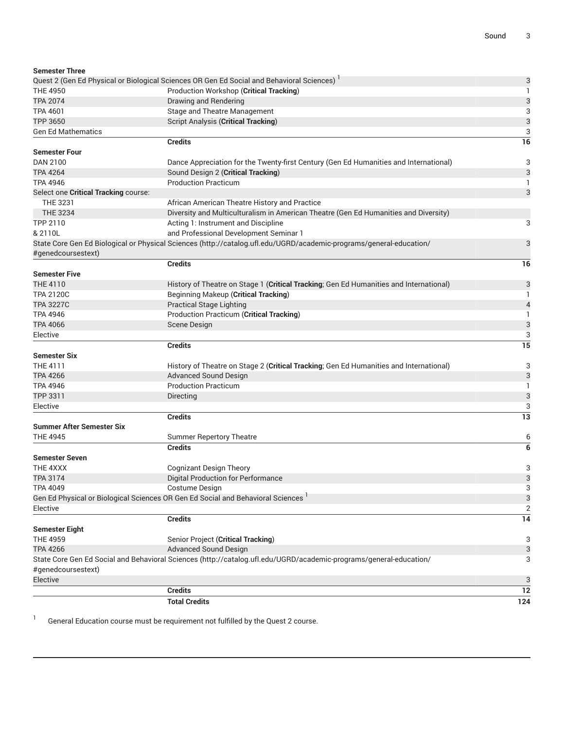| Course | Title | Credits |
|---|---|---|
| **Semester Three** | | |
| Quest 2 (Gen Ed Physical or Biological Sciences OR Gen Ed Social and Behavioral Sciences) [1] | | 3 |
| THE 4950 | Production Workshop (**Critical Tracking**) | 1 |
| TPA 2074 | Drawing and Rendering | 3 |
| TPA 4601 | Stage and Theatre Management | 3 |
| TPP 3650 | Script Analysis (**Critical Tracking**) | 3 |
| Gen Ed Mathematics | | 3 |
| | **Credits** | **16** |
| **Semester Four** | | |
| DAN 2100 | Dance Appreciation for the Twenty-first Century (Gen Ed Humanities and International) | 3 |
| TPA 4264 | Sound Design 2 (**Critical Tracking**) | 3 |
| TPA 4946 | Production Practicum | 1 |
| Select one **Critical Tracking** course: | | 3 |
| THE 3231 | African American Theatre History and Practice | |
| THE 3234 | Diversity and Multiculturalism in American Theatre (Gen Ed Humanities and Diversity) | |
| TPP 2110 & 2110L | Acting 1: Instrument and Discipline and Professional Development Seminar 1 | 3 |
| State Core Gen Ed Biological or Physical Sciences (http://catalog.ufl.edu/UGRD/academic-programs/general-education/#genedcoursestext) | | 3 |
| | **Credits** | **16** |
| **Semester Five** | | |
| THE 4110 | History of Theatre on Stage 1 (**Critical Tracking**; Gen Ed Humanities and International) | 3 |
| TPA 2120C | Beginning Makeup (**Critical Tracking**) | 1 |
| TPA 3227C | Practical Stage Lighting | 4 |
| TPA 4946 | Production Practicum (**Critical Tracking**) | 1 |
| TPA 4066 | Scene Design | 3 |
| Elective | | 3 |
| | **Credits** | **15** |
| **Semester Six** | | |
| THE 4111 | History of Theatre on Stage 2 (**Critical Tracking**; Gen Ed Humanities and International) | 3 |
| TPA 4266 | Advanced Sound Design | 3 |
| TPA 4946 | Production Practicum | 1 |
| TPP 3311 | Directing | 3 |
| Elective | | 3 |
| | **Credits** | **13** |
| **Summer After Semester Six** | | |
| THE 4945 | Summer Repertory Theatre | 6 |
| | **Credits** | **6** |
| **Semester Seven** | | |
| THE 4XXX | Cognizant Design Theory | 3 |
| TPA 3174 | Digital Production for Performance | 3 |
| TPA 4049 | Costume Design | 3 |
| Gen Ed Physical or Biological Sciences OR Gen Ed Social and Behavioral Sciences [1] | | 3 |
| Elective | | 2 |
| | **Credits** | **14** |
| **Semester Eight** | | |
| THE 4959 | Senior Project (**Critical Tracking**) | 3 |
| TPA 4266 | Advanced Sound Design | 3 |
| State Core Gen Ed Social and Behavioral Sciences (http://catalog.ufl.edu/UGRD/academic-programs/general-education/#genedcoursestext) | | 3 |
| Elective | | 3 |
| | **Credits** | **12** |
| | **Total Credits** | **124** |

[1] General Education course must be requirement not fulfilled by the Quest 2 course.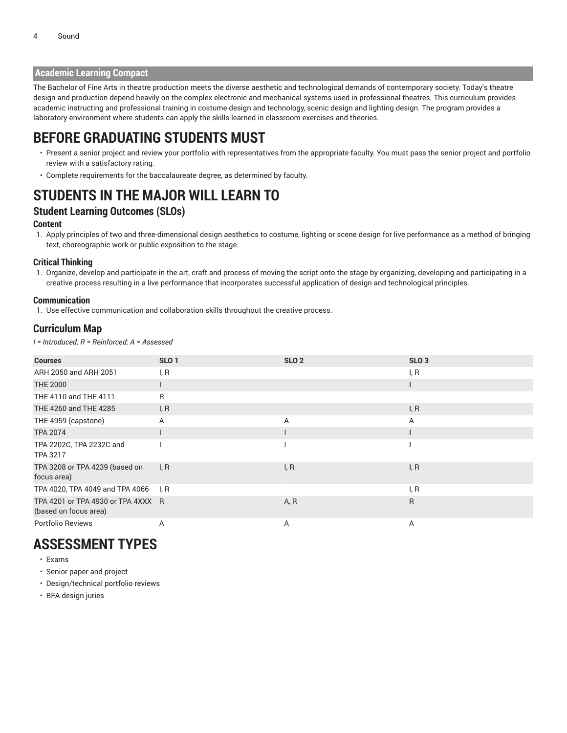## Academic Learning Compact

The Bachelor of Fine Arts in theatre production meets the diverse aesthetic and technological demands of contemporary society. Today's theatre design and production depend heavily on the complex electronic and mechanical systems used in professional theatres. This curriculum provides academic instructing and professional training in costume design and technology, scenic design and lighting design. The program provides a laboratory environment where students can apply the skills learned in classroom exercises and theories.

# BEFORE GRADUATING STUDENTS MUST

- Present a senior project and review your portfolio with representatives from the appropriate faculty. You must pass the senior project and portfolio review with a satisfactory rating.
- Complete requirements for the baccalaureate degree, as determined by faculty.

# STUDENTS IN THE MAJOR WILL LEARN TO

## Student Learning Outcomes (SLOs)

### Content

1. Apply principles of two and three-dimensional design aesthetics to costume, lighting or scene design for live performance as a method of bringing text, choreographic work or public exposition to the stage.

### Critical Thinking

1. Organize, develop and participate in the art, craft and process of moving the script onto the stage by organizing, developing and participating in a creative process resulting in a live performance that incorporates successful application of design and technological principles.

### Communication

1. Use effective communication and collaboration skills throughout the creative process.

## Curriculum Map

*I = Introduced; R = Reinforced; A = Assessed*

| Courses | SLO 1 | SLO 2 | SLO 3 |
| --- | --- | --- | --- |
| ARH 2050 and ARH 2051 | I, R | | I, R |
| THE 2000 | I | | I |
| THE 4110 and THE 4111 | R | | |
| THE 4260 and THE 4285 | I, R | | I, R |
| THE 4959 (capstone) | A | A | A |
| TPA 2074 | I | I | I |
| TPA 2202C, TPA 2232C and TPA 3217 | I | I | I |
| TPA 3208 or TPA 4239 (based on focus area) | I, R | I, R | I, R |
| TPA 4020, TPA 4049 and TPA 4066 | I, R | | I, R |
| TPA 4201 or TPA 4930 or TPA 4XXX (based on focus area) | R | A, R | R |
| Portfolio Reviews | A | A | A |

# ASSESSMENT TYPES

- Exams
- Senior paper and project
- Design/technical portfolio reviews
- BFA design juries